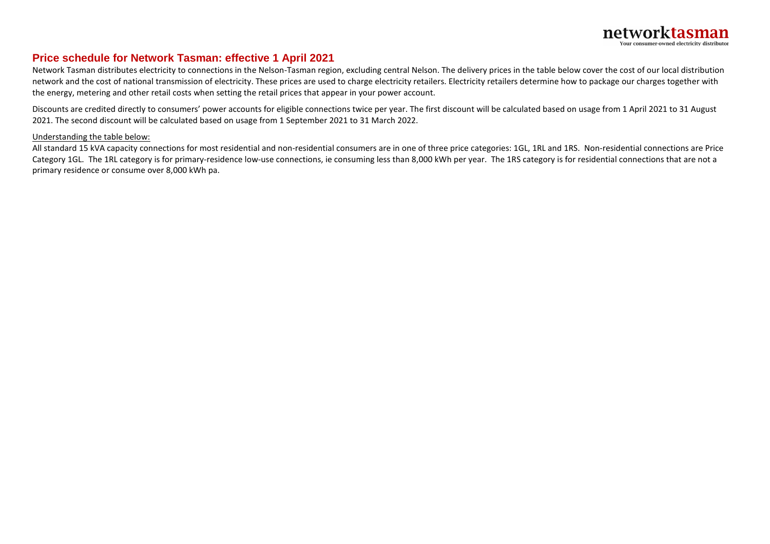**networktasman**
Your consumer-owned electricity distributor

## Price schedule for Network Tasman: effective 1 April 2021

Network Tasman distributes electricity to connections in the Nelson-Tasman region, excluding central Nelson. The delivery prices in the table below cover the cost of our local distribution network and the cost of national transmission of electricity. These prices are used to charge electricity retailers. Electricity retailers determine how to package our charges together with the energy, metering and other retail costs when setting the retail prices that appear in your power account.

Discounts are credited directly to consumers' power accounts for eligible connections twice per year. The first discount will be calculated based on usage from 1 April 2021 to 31 August 2021. The second discount will be calculated based on usage from 1 September 2021 to 31 March 2022.

<u>Understanding the table below:</u>

All standard 15 kVA capacity connections for most residential and non-residential consumers are in one of three price categories: 1GL, 1RL and 1RS. Non-residential connections are Price Category 1GL. The 1RL category is for primary-residence low-use connections, ie consuming less than 8,000 kWh per year. The 1RS category is for residential connections that are not a primary residence or consume over 8,000 kWh pa.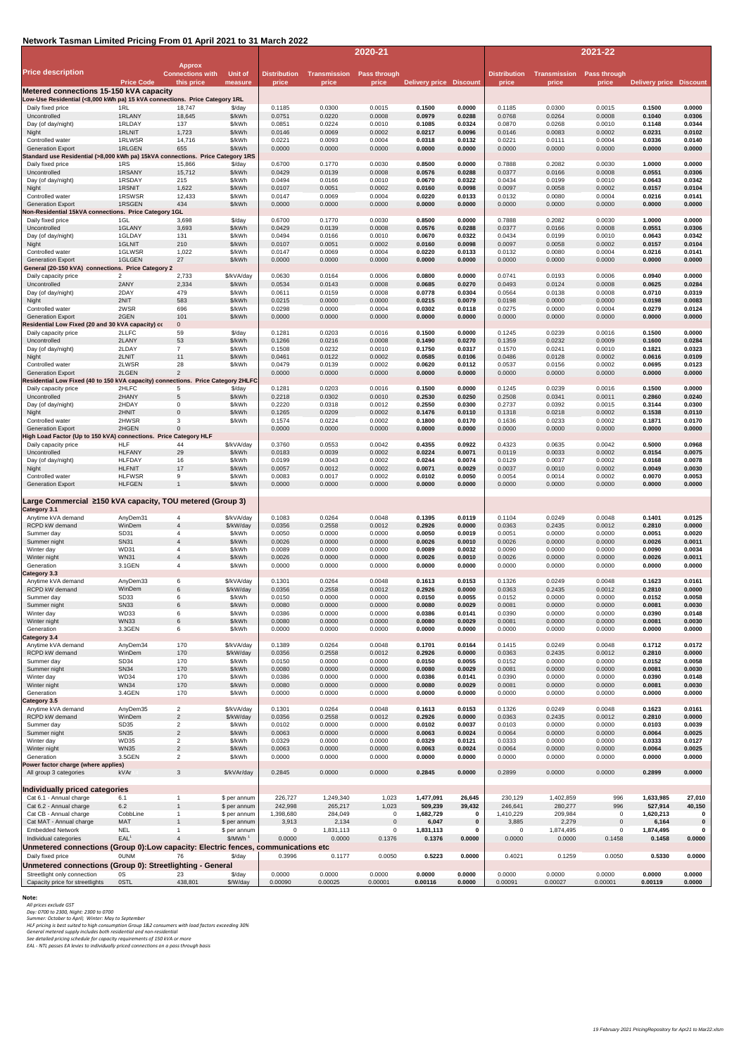# Network Tasman Limited Pricing From 01 April 2021 to 31 March 2022

| | | | | 2020-21 | | | | | 2021-22 | | | | |
|---|---|---|---|---|---|---|---|---|---|---|---|---|---|
| **Price description** | **Price Code** | **Approx Connections with this price** | **Unit of measure** | **Distribution price** | **Transmission price** | **Pass through price** | **Delivery price** | **Discount** | **Distribution price** | **Transmission price** | **Pass through price** | **Delivery price** | **Discount** |
| **Metered connections 15-150 kVA capacity** | | | | | | | | | | | | | |
| **Low-Use Residential (<8,000 kWh pa) 15 kVA connections. Price Category 1RL** | | | | | | | | | | | | | |
| Daily fixed price | 1RL | 18,747 | $/day | 0.1185 | 0.0300 | 0.0015 | 0.1500 | 0.0000 | 0.1185 | 0.0300 | 0.0015 | 0.1500 | 0.0000 |
| Uncontrolled | 1RLANY | 18,645 | $/kWh | 0.0751 | 0.0220 | 0.0008 | 0.0979 | 0.0288 | 0.0768 | 0.0264 | 0.0008 | 0.1040 | 0.0306 |
| Day (of day/night) | 1RLDAY | 137 | $/kWh | 0.0851 | 0.0224 | 0.0010 | 0.1085 | 0.0324 | 0.0870 | 0.0268 | 0.0010 | 0.1148 | 0.0344 |
| Night | 1RLNIT | 1,723 | $/kWh | 0.0146 | 0.0069 | 0.0002 | 0.0217 | 0.0096 | 0.0146 | 0.0083 | 0.0002 | 0.0231 | 0.0102 |
| Controlled water | 1RLWSR | 14,716 | $/kWh | 0.0221 | 0.0093 | 0.0004 | 0.0318 | 0.0132 | 0.0221 | 0.0111 | 0.0004 | 0.0336 | 0.0140 |
| Generation Export | 1RLGEN | 655 | $/kWh | 0.0000 | 0.0000 | 0.0000 | 0.0000 | 0.0000 | 0.0000 | 0.0000 | 0.0000 | 0.0000 | 0.0000 |
| **Standard use Residential (>8,000 kWh pa) 15kVA connections. Price Category 1RS** | | | | | | | | | | | | | |
| Daily fixed price | 1RS | 15,866 | $/day | 0.6700 | 0.1770 | 0.0030 | 0.8500 | 0.0000 | 0.7888 | 0.2082 | 0.0030 | 1.0000 | 0.0000 |
| Uncontrolled | 1RSANY | 15,712 | $/kWh | 0.0429 | 0.0139 | 0.0008 | 0.0576 | 0.0288 | 0.0377 | 0.0166 | 0.0008 | 0.0551 | 0.0306 |
| Day (of day/night) | 1RSDAY | 215 | $/kWh | 0.0494 | 0.0166 | 0.0010 | 0.0670 | 0.0322 | 0.0434 | 0.0199 | 0.0010 | 0.0643 | 0.0342 |
| Night | 1RSNIT | 1,622 | $/kWh | 0.0107 | 0.0051 | 0.0002 | 0.0160 | 0.0098 | 0.0097 | 0.0058 | 0.0002 | 0.0157 | 0.0104 |
| Controlled water | 1RSWSR | 12,433 | $/kWh | 0.0147 | 0.0069 | 0.0004 | 0.0220 | 0.0133 | 0.0132 | 0.0080 | 0.0004 | 0.0216 | 0.0141 |
| Generation Export | 1RSGEN | 434 | $/kWh | 0.0000 | 0.0000 | 0.0000 | 0.0000 | 0.0000 | 0.0000 | 0.0000 | 0.0000 | 0.0000 | 0.0000 |
| **Non-Residential 15kVA connections. Price Category 1GL** | | | | | | | | | | | | | |
| Daily fixed price | 1GL | 3,698 | $/day | 0.6700 | 0.1770 | 0.0030 | 0.8500 | 0.0000 | 0.7888 | 0.2082 | 0.0030 | 1.0000 | 0.0000 |
| Uncontrolled | 1GLANY | 3,693 | $/kWh | 0.0429 | 0.0139 | 0.0008 | 0.0576 | 0.0288 | 0.0377 | 0.0166 | 0.0008 | 0.0551 | 0.0306 |
| Day (of day/night) | 1GLDAY | 131 | $/kWh | 0.0494 | 0.0166 | 0.0010 | 0.0670 | 0.0322 | 0.0434 | 0.0199 | 0.0010 | 0.0643 | 0.0342 |
| Night | 1GLNIT | 210 | $/kWh | 0.0107 | 0.0051 | 0.0002 | 0.0160 | 0.0098 | 0.0097 | 0.0058 | 0.0002 | 0.0157 | 0.0104 |
| Controlled water | 1GLWSR | 1,022 | $/kWh | 0.0147 | 0.0069 | 0.0004 | 0.0220 | 0.0133 | 0.0132 | 0.0080 | 0.0004 | 0.0216 | 0.0141 |
| Generation Export | 1GLGEN | 27 | $/kWh | 0.0000 | 0.0000 | 0.0000 | 0.0000 | 0.0000 | 0.0000 | 0.0000 | 0.0000 | 0.0000 | 0.0000 |
| **General (20-150 kVA) connections. Price Category 2** | | | | | | | | | | | | | |
| Daily capacity price | 2 | 2,733 | $/kVA/day | 0.0630 | 0.0164 | 0.0006 | 0.0800 | 0.0000 | 0.0741 | 0.0193 | 0.0006 | 0.0940 | 0.0000 |
| Uncontrolled | 2ANY | 2,334 | $/kWh | 0.0534 | 0.0143 | 0.0008 | 0.0685 | 0.0270 | 0.0493 | 0.0124 | 0.0008 | 0.0625 | 0.0284 |
| Day (of day/night) | 2DAY | 479 | $/kWh | 0.0611 | 0.0159 | 0.0008 | 0.0778 | 0.0304 | 0.0564 | 0.0138 | 0.0008 | 0.0710 | 0.0319 |
| Night | 2NIT | 583 | $/kWh | 0.0215 | 0.0000 | 0.0000 | 0.0215 | 0.0079 | 0.0198 | 0.0000 | 0.0000 | 0.0198 | 0.0083 |
| Controlled water | 2WSR | 696 | $/kWh | 0.0298 | 0.0000 | 0.0004 | 0.0302 | 0.0118 | 0.0275 | 0.0000 | 0.0004 | 0.0279 | 0.0124 |
| Generation Export | 2GEN | 101 | $/kWh | 0.0000 | 0.0000 | 0.0000 | 0.0000 | 0.0000 | 0.0000 | 0.0000 | 0.0000 | 0.0000 | 0.0000 |
| **Residential Low Fixed (20 and 30 kVA capacity) co** | | 0 | | | | | | | | | | | |
| Daily capacity price | 2LLFC | 59 | $/day | 0.1281 | 0.0203 | 0.0016 | 0.1500 | 0.0000 | 0.1245 | 0.0239 | 0.0016 | 0.1500 | 0.0000 |
| Uncontrolled | 2LANY | 53 | $/kWh | 0.1266 | 0.0216 | 0.0008 | 0.1490 | 0.0270 | 0.1359 | 0.0232 | 0.0009 | 0.1600 | 0.0284 |
| Day (of day/night) | 2LDAY | 7 | $/kWh | 0.1508 | 0.0232 | 0.0010 | 0.1750 | 0.0317 | 0.1570 | 0.0241 | 0.0010 | 0.1821 | 0.0323 |
| Night | 2LNIT | 11 | $/kWh | 0.0461 | 0.0122 | 0.0002 | 0.0585 | 0.0106 | 0.0486 | 0.0128 | 0.0002 | 0.0616 | 0.0109 |
| Controlled water | 2LWSR | 28 | $/kWh | 0.0479 | 0.0139 | 0.0002 | 0.0620 | 0.0112 | 0.0537 | 0.0156 | 0.0002 | 0.0695 | 0.0123 |
| Generation Export | 2LGEN | 2 | | 0.0000 | 0.0000 | 0.0000 | 0.0000 | 0.0000 | 0.0000 | 0.0000 | 0.0000 | 0.0000 | 0.0000 |
| **Residential Low Fixed (40 to 150 kVA capacity) connections. Price Category 2HLFC** | | | | | | | | | | | | | |
| Daily capacity price | 2HLFC | 5 | $/day | 0.1281 | 0.0203 | 0.0016 | 0.1500 | 0.0000 | 0.1245 | 0.0239 | 0.0016 | 0.1500 | 0.0000 |
| Uncontrolled | 2HANY | 5 | $/kWh | 0.2218 | 0.0302 | 0.0010 | 0.2530 | 0.0250 | 0.2508 | 0.0341 | 0.0011 | 0.2860 | 0.0240 |
| Day (of day/night) | 2HDAY | 0 | $/kWh | 0.2220 | 0.0318 | 0.0012 | 0.2550 | 0.0300 | 0.2737 | 0.0392 | 0.0015 | 0.3144 | 0.0300 |
| Night | 2HNIT | 0 | $/kWh | 0.1265 | 0.0209 | 0.0002 | 0.1476 | 0.0110 | 0.1318 | 0.0218 | 0.0002 | 0.1538 | 0.0110 |
| Controlled water | 2HWSR | 3 | $/kWh | 0.1574 | 0.0224 | 0.0002 | 0.1800 | 0.0170 | 0.1636 | 0.0233 | 0.0002 | 0.1871 | 0.0170 |
| Generation Export | 2HGEN | 0 | | 0.0000 | 0.0000 | 0.0000 | 0.0000 | 0.0000 | 0.0000 | 0.0000 | 0.0000 | 0.0000 | 0.0000 |
| **High Load Factor (Up to 150 kVA) connections. Price Category HLF** | | | | | | | | | | | | | |
| Daily capacity price | HLF | 44 | $/kVA/day | 0.3760 | 0.0553 | 0.0042 | 0.4355 | 0.0922 | 0.4323 | 0.0635 | 0.0042 | 0.5000 | 0.0968 |
| Uncontrolled | HLFANY | 29 | $/kWh | 0.0183 | 0.0039 | 0.0002 | 0.0224 | 0.0071 | 0.0119 | 0.0033 | 0.0002 | 0.0154 | 0.0075 |
| Day (of day/night) | HLFDAY | 16 | $/kWh | 0.0199 | 0.0043 | 0.0002 | 0.0244 | 0.0074 | 0.0129 | 0.0037 | 0.0002 | 0.0168 | 0.0078 |
| Night | HLFNIT | 17 | $/kWh | 0.0057 | 0.0012 | 0.0002 | 0.0071 | 0.0029 | 0.0037 | 0.0010 | 0.0002 | 0.0049 | 0.0030 |
| Controlled water | HLFWSR | 9 | $/kWh | 0.0083 | 0.0017 | 0.0002 | 0.0102 | 0.0050 | 0.0054 | 0.0014 | 0.0002 | 0.0070 | 0.0053 |
| Generation Export | HLFGEN | 1 | $/kWh | 0.0000 | 0.0000 | 0.0000 | 0.0000 | 0.0000 | 0.0000 | 0.0000 | 0.0000 | 0.0000 | 0.0000 |
| **Large Commercial ≥150 kVA capacity, TOU metered (Group 3)** | | | | | | | | | | | | | |
| **Category 3.1** | | | | | | | | | | | | | |
| Anytime kVA demand | AnyDem31 | 4 | $/kVA/day | 0.1083 | 0.0264 | 0.0048 | 0.1395 | 0.0119 | 0.1104 | 0.0249 | 0.0048 | 0.1401 | 0.0125 |
| RCPD kW demand | WinDem | 4 | $/kW/day | 0.0356 | 0.2558 | 0.0012 | 0.2926 | 0.0000 | 0.0363 | 0.2435 | 0.0012 | 0.2810 | 0.0000 |
| Summer day | SD31 | 4 | $/kWh | 0.0050 | 0.0000 | 0.0000 | 0.0050 | 0.0019 | 0.0051 | 0.0000 | 0.0000 | 0.0051 | 0.0020 |
| Summer night | SN31 | 4 | $/kWh | 0.0026 | 0.0000 | 0.0000 | 0.0026 | 0.0010 | 0.0026 | 0.0000 | 0.0000 | 0.0026 | 0.0011 |
| Winter day | WD31 | 4 | $/kWh | 0.0089 | 0.0000 | 0.0000 | 0.0089 | 0.0032 | 0.0090 | 0.0000 | 0.0000 | 0.0090 | 0.0034 |
| Winter night | WN31 | 4 | $/kWh | 0.0026 | 0.0000 | 0.0000 | 0.0026 | 0.0010 | 0.0026 | 0.0000 | 0.0000 | 0.0026 | 0.0011 |
| Generation | 3.1GEN | 4 | $/kWh | 0.0000 | 0.0000 | 0.0000 | 0.0000 | 0.0000 | 0.0000 | 0.0000 | 0.0000 | 0.0000 | 0.0000 |
| **Category 3.3** | | | | | | | | | | | | | |
| Anytime kVA demand | AnyDem33 | 6 | $/kVA/day | 0.1301 | 0.0264 | 0.0048 | 0.1613 | 0.0153 | 0.1326 | 0.0249 | 0.0048 | 0.1623 | 0.0161 |
| RCPD kW demand | WinDem | 6 | $/kW/day | 0.0356 | 0.2558 | 0.0012 | 0.2926 | 0.0000 | 0.0363 | 0.2435 | 0.0012 | 0.2810 | 0.0000 |
| Summer day | SD33 | 6 | $/kWh | 0.0150 | 0.0000 | 0.0000 | 0.0150 | 0.0055 | 0.0152 | 0.0000 | 0.0000 | 0.0152 | 0.0058 |
| Summer night | SN33 | 6 | $/kWh | 0.0080 | 0.0000 | 0.0000 | 0.0080 | 0.0029 | 0.0081 | 0.0000 | 0.0000 | 0.0081 | 0.0030 |
| Winter day | WD33 | 6 | $/kWh | 0.0386 | 0.0000 | 0.0000 | 0.0386 | 0.0141 | 0.0390 | 0.0000 | 0.0000 | 0.0390 | 0.0148 |
| Winter night | WN33 | 6 | $/kWh | 0.0080 | 0.0000 | 0.0000 | 0.0080 | 0.0029 | 0.0081 | 0.0000 | 0.0000 | 0.0081 | 0.0030 |
| Generation | 3.3GEN | 6 | $/kWh | 0.0000 | 0.0000 | 0.0000 | 0.0000 | 0.0000 | 0.0000 | 0.0000 | 0.0000 | 0.0000 | 0.0000 |
| **Category 3.4** | | | | | | | | | | | | | |
| Anytime kVA demand | AnyDem34 | 170 | $/kVA/day | 0.1389 | 0.0264 | 0.0048 | 0.1701 | 0.0164 | 0.1415 | 0.0249 | 0.0048 | 0.1712 | 0.0172 |
| RCPD kW demand | WinDem | 170 | $/kW/day | 0.0356 | 0.2558 | 0.0012 | 0.2926 | 0.0000 | 0.0363 | 0.2435 | 0.0012 | 0.2810 | 0.0000 |
| Summer day | SD34 | 170 | $/kWh | 0.0150 | 0.0000 | 0.0000 | 0.0150 | 0.0055 | 0.0152 | 0.0000 | 0.0000 | 0.0152 | 0.0058 |
| Summer night | SN34 | 170 | $/kWh | 0.0080 | 0.0000 | 0.0000 | 0.0080 | 0.0029 | 0.0081 | 0.0000 | 0.0000 | 0.0081 | 0.0030 |
| Winter day | WD34 | 170 | $/kWh | 0.0386 | 0.0000 | 0.0000 | 0.0386 | 0.0141 | 0.0390 | 0.0000 | 0.0000 | 0.0390 | 0.0148 |
| Winter night | WN34 | 170 | $/kWh | 0.0080 | 0.0000 | 0.0000 | 0.0080 | 0.0029 | 0.0081 | 0.0000 | 0.0000 | 0.0081 | 0.0030 |
| Generation | 3.4GEN | 170 | $/kWh | 0.0000 | 0.0000 | 0.0000 | 0.0000 | 0.0000 | 0.0000 | 0.0000 | 0.0000 | 0.0000 | 0.0000 |
| **Category 3.5** | | | | | | | | | | | | | |
| Anytime kVA demand | AnyDem35 | 2 | $/kVA/day | 0.1301 | 0.0264 | 0.0048 | 0.1613 | 0.0153 | 0.1326 | 0.0249 | 0.0048 | 0.1623 | 0.0161 |
| RCPD kW demand | WinDem | 2 | $/kW/day | 0.0356 | 0.2558 | 0.0012 | 0.2926 | 0.0000 | 0.0363 | 0.2435 | 0.0012 | 0.2810 | 0.0000 |
| Summer day | SD35 | 2 | $/kWh | 0.0102 | 0.0000 | 0.0000 | 0.0102 | 0.0037 | 0.0103 | 0.0000 | 0.0000 | 0.0103 | 0.0039 |
| Summer night | SN35 | 2 | $/kWh | 0.0063 | 0.0000 | 0.0000 | 0.0063 | 0.0024 | 0.0064 | 0.0000 | 0.0000 | 0.0064 | 0.0025 |
| Winter day | WD35 | 2 | $/kWh | 0.0329 | 0.0000 | 0.0000 | 0.0329 | 0.0121 | 0.0333 | 0.0000 | 0.0000 | 0.0333 | 0.0127 |
| Winter night | WN35 | 2 | $/kWh | 0.0063 | 0.0000 | 0.0000 | 0.0063 | 0.0024 | 0.0064 | 0.0000 | 0.0000 | 0.0064 | 0.0025 |
| Generation | 3.5GEN | 2 | $/kWh | 0.0000 | 0.0000 | 0.0000 | 0.0000 | 0.0000 | 0.0000 | 0.0000 | 0.0000 | 0.0000 | 0.0000 |
| **Power factor charge (where applies)** | | | | | | | | | | | | | |
| All group 3 categories | kVAr | 3 | $/kVAr/day | 0.2845 | 0.0000 | 0.0000 | 0.2845 | 0.0000 | 0.2899 | 0.0000 | 0.0000 | 0.2899 | 0.0000 |
| **Individually priced categories** | | | | | | | | | | | | | |
| Cat 6.1 - Annual charge | 6.1 | 1 | $ per annum | 226,727 | 1,249,340 | 1,023 | 1,477,091 | 26,645 | 230,129 | 1,402,859 | 996 | 1,633,985 | 27,010 |
| Cat 6.2 - Annual charge | 6.2 | 1 | $ per annum | 242,998 | 265,217 | 1,023 | 509,239 | 39,432 | 246,641 | 280,277 | 996 | 527,914 | 40,150 |
| Cat CB - Annual charge | CobbLine | 1 | $ per annum | 1,398,680 | 284,049 | 0 | 1,682,729 | 0 | 1,410,229 | 209,984 | 0 | 1,620,213 | 0 |
| Cat MAT - Annual charge | MAT | 1 | $ per annum | 3,913 | 2,134 | 0 | 6,047 | 0 | 3,885 | 2,279 | 0 | 6,164 | 0 |
| Embedded Network | NEL | 1 | $ per annum | 0 | 1,831,113 | 0 | 1,831,113 | 0 | 0 | 1,874,495 | 0 | 1,874,495 | 0 |
| Individual categories | EAL[1] | 4 | $/MWh [1] | 0.0000 | 0.0000 | 0.1376 | 0.1376 | 0.0000 | 0.0000 | 0.0000 | 0.1458 | 0.1458 | 0.0000 |
| **Unmetered connections (Group 0):Low capacity: Electric fences, communications etc** | | | | | | | | | | | | | |
| Daily fixed price | 0UNM | 76 | $/day | 0.3996 | 0.1177 | 0.0050 | 0.5223 | 0.0000 | 0.4021 | 0.1259 | 0.0050 | 0.5330 | 0.0000 |
| **Unmetered connections (Group 0): Streetlighting - General** | | | | | | | | | | | | | |
| Streetlight only connection | 0S | 23 | $/day | 0.0000 | 0.0000 | 0.0000 | 0.0000 | 0.0000 | 0.0000 | 0.0000 | 0.0000 | 0.0000 | 0.0000 |
| Capacity price for streetlights | 0STL | 438,801 | $/W/day | 0.00090 | 0.00025 | 0.00001 | 0.00116 | 0.0000 | 0.00091 | 0.00027 | 0.00001 | 0.00119 | 0.0000 |

**Note:**

*All prices exclude GST*
*Day: 0700 to 2300, Night: 2300 to 0700*
*Summer: October to April; Winter: May to September*
*HLF pricing is best suited to high consumption Group 1&2 consumers with load factors exceeding 30%*
*General metered supply includes both residential and non-residential*
*See detailed pricing schedule for capacity requirements of 150 kVA or more*
*EAL - NTL passes EA levies to individually priced connections on a pass through basis*